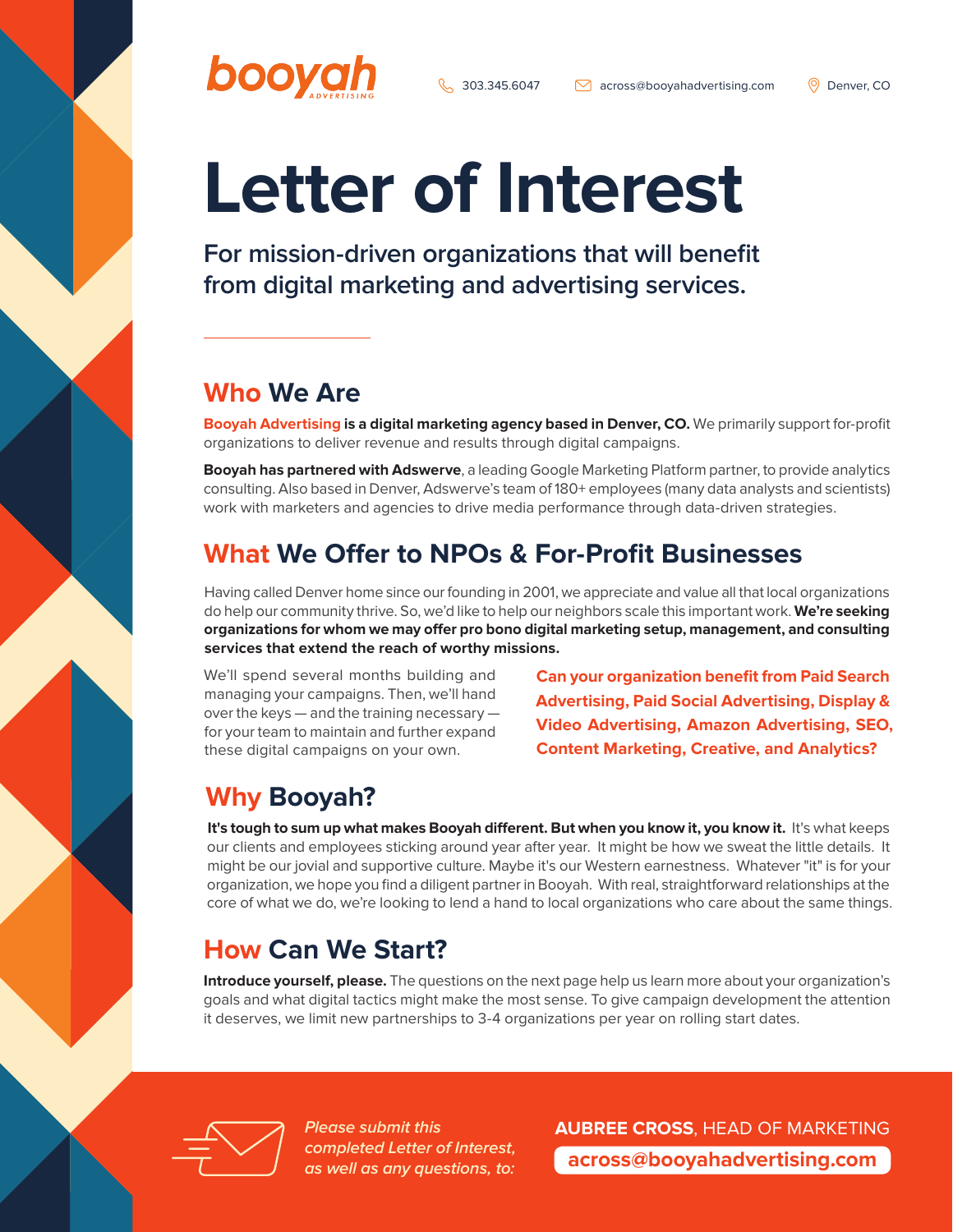booyah ADVERTISING

303.345.6047 | across@booyahadvertising.com | Denver, CO

# Letter of Interest

**For mission-driven organizations that will benefit from digital marketing and advertising services.**

## Who We Are

**Booyah Advertising is a digital marketing agency based in Denver, CO.** We primarily support for-profit organizations to deliver revenue and results through digital campaigns.

**Booyah has partnered with Adswerve**, a leading Google Marketing Platform partner, to provide analytics consulting. Also based in Denver, Adswerve's team of 180+ employees (many data analysts and scientists) work with marketers and agencies to drive media performance through data-driven strategies.

## What We Offer to NPOs & For-Profit Businesses

Having called Denver home since our founding in 2001, we appreciate and value all that local organizations do help our community thrive. So, we'd like to help our neighbors scale this important work. **We're seeking organizations for whom we may offer pro bono digital marketing setup, management, and consulting services that extend the reach of worthy missions.**

We'll spend several months building and managing your campaigns. Then, we'll hand over the keys — and the training necessary — for your team to maintain and further expand these digital campaigns on your own.

**Can your organization benefit from Paid Search Advertising, Paid Social Advertising, Display & Video Advertising, Amazon Advertising, SEO, Content Marketing, Creative, and Analytics?**

## Why Booyah?

**It's tough to sum up what makes Booyah different. But when you know it, you know it.** It's what keeps our clients and employees sticking around year after year. It might be how we sweat the little details. It might be our jovial and supportive culture. Maybe it's our Western earnestness. Whatever "it" is for your organization, we hope you find a diligent partner in Booyah. With real, straightforward relationships at the core of what we do, we're looking to lend a hand to local organizations who care about the same things.

## How Can We Start?

**Introduce yourself, please.** The questions on the next page help us learn more about your organization's goals and what digital tactics might make the most sense. To give campaign development the attention it deserves, we limit new partnerships to 3-4 organizations per year on rolling start dates.

*Please submit this completed Letter of Interest, as well as any questions, to:*

**AUBREE CROSS**, HEAD OF MARKETING
**across@booyahadvertising.com**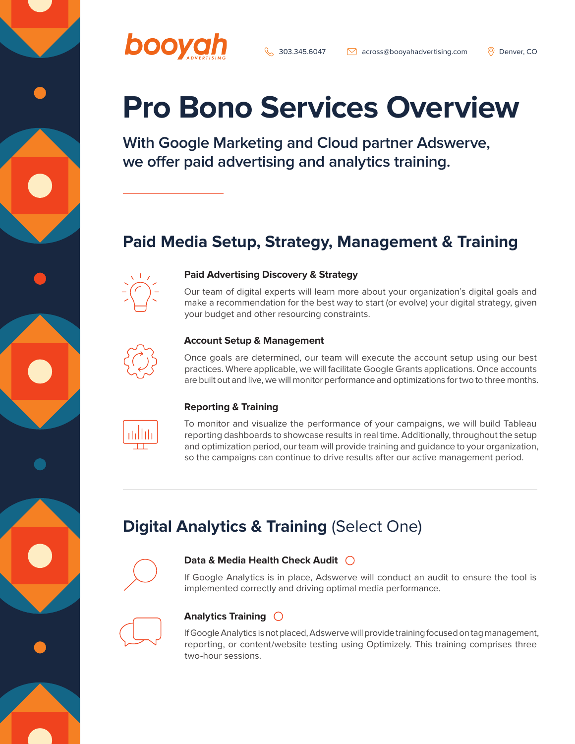booyah ADVERTISING

303.345.6047 | across@booyahadvertising.com | Denver, CO

# Pro Bono Services Overview

### With Google Marketing and Cloud partner Adswerve, we offer paid advertising and analytics training.

## Paid Media Setup, Strategy, Management & Training

**Paid Advertising Discovery & Strategy**

Our team of digital experts will learn more about your organization's digital goals and make a recommendation for the best way to start (or evolve) your digital strategy, given your budget and other resourcing constraints.

**Account Setup & Management**

Once goals are determined, our team will execute the account setup using our best practices. Where applicable, we will facilitate Google Grants applications. Once accounts are built out and live, we will monitor performance and optimizations for two to three months.

**Reporting & Training**

To monitor and visualize the performance of your campaigns, we will build Tableau reporting dashboards to showcase results in real time. Additionally, throughout the setup and optimization period, our team will provide training and guidance to your organization, so the campaigns can continue to drive results after our active management period.

## Digital Analytics & Training (Select One)

**Data & Media Health Check Audit** ○

If Google Analytics is in place, Adswerve will conduct an audit to ensure the tool is implemented correctly and driving optimal media performance.

**Analytics Training** ○

If Google Analytics is not placed, Adswerve will provide training focused on tag management, reporting, or content/website testing using Optimizely. This training comprises three two-hour sessions.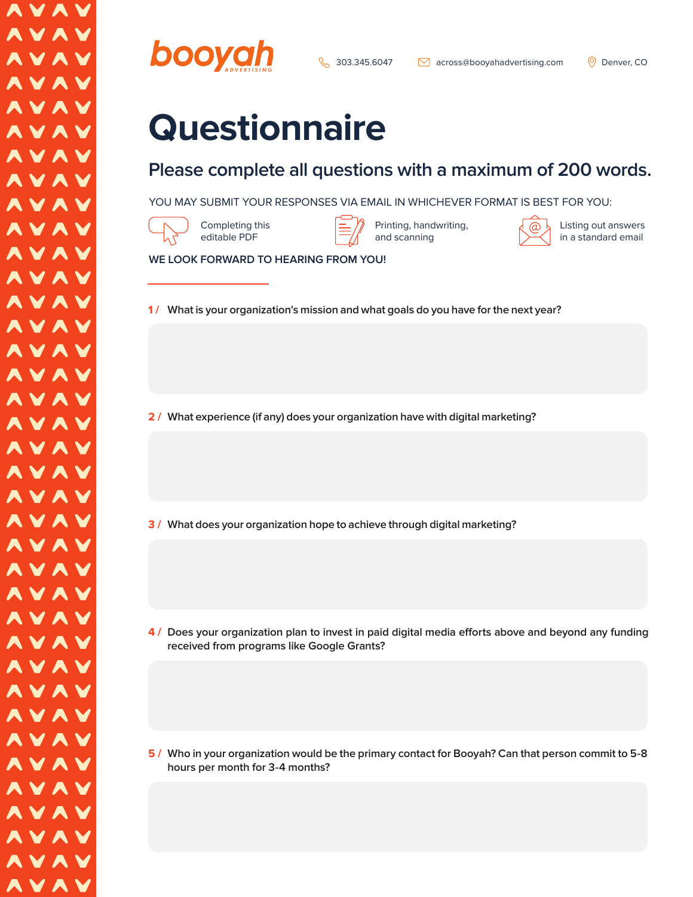booyah ADVERTISING

303.345.6047 | across@booyahadvertising.com | Denver, CO

# Questionnaire

## Please complete all questions with a maximum of 200 words.

YOU MAY SUBMIT YOUR RESPONSES VIA EMAIL IN WHICHEVER FORMAT IS BEST FOR YOU:

- Completing this editable PDF
- Printing, handwriting, and scanning
- Listing out answers in a standard email

**WE LOOK FORWARD TO HEARING FROM YOU!**

**1 / What is your organization's mission and what goals do you have for the next year?**

**2 / What experience (if any) does your organization have with digital marketing?**

**3 / What does your organization hope to achieve through digital marketing?**

**4 / Does your organization plan to invest in paid digital media efforts above and beyond any funding received from programs like Google Grants?**

**5 / Who in your organization would be the primary contact for Booyah? Can that person commit to 5-8 hours per month for 3-4 months?**